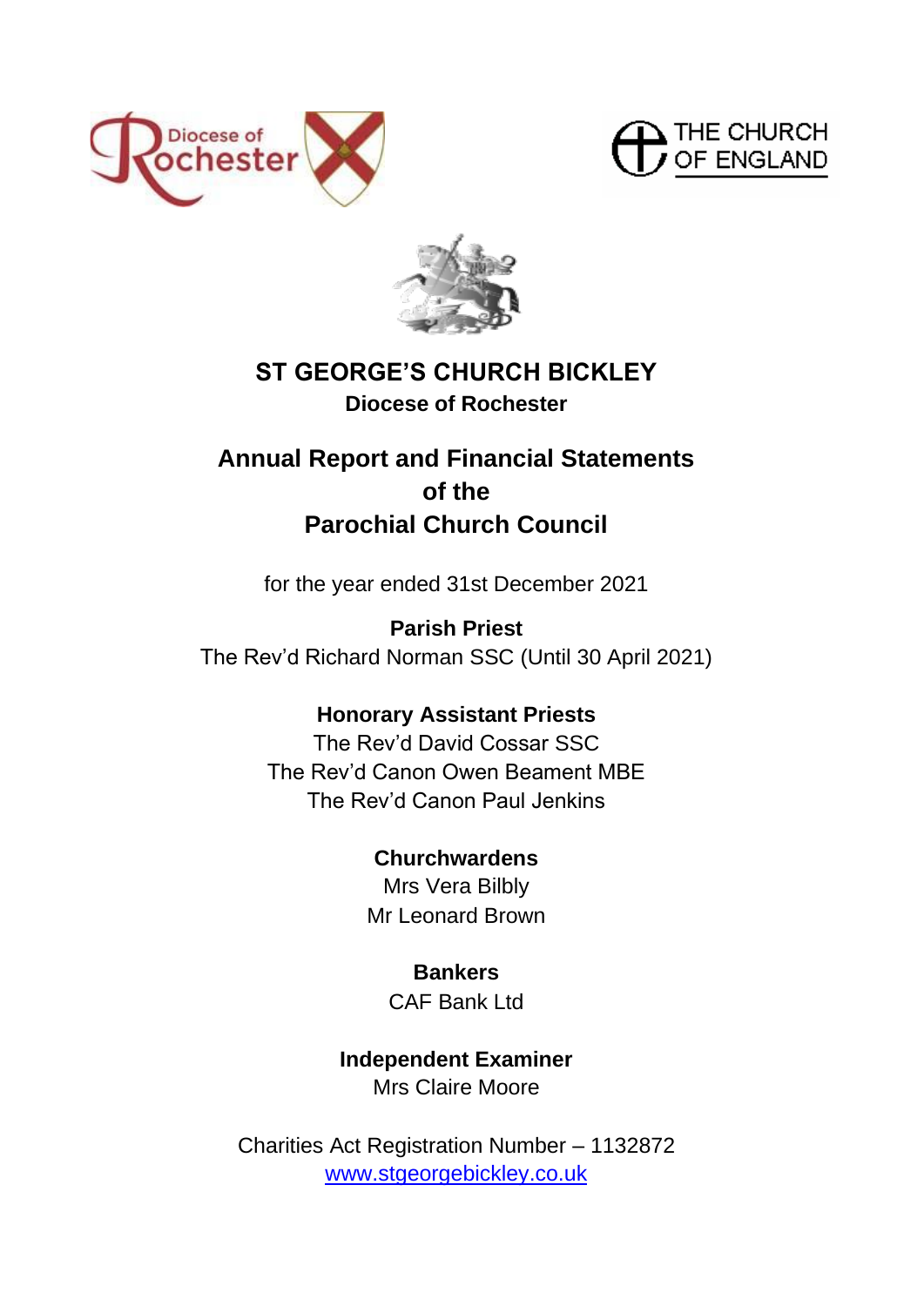# ST GEORGE'S CHURCH BICKLEY

**Diocese of Rochester**

## Annual Report and Financial Statements of the Parochial Church Council

for the year ended 31st December 2021

**Parish Priest**

The Rev'd Richard Norman SSC (Until 30 April 2021)

**Honorary Assistant Priests**

The Rev'd David Cossar SSC

The Rev'd Canon Owen Beament MBE

The Rev'd Canon Paul Jenkins

**Churchwardens**

Mrs Vera Bilbly

Mr Leonard Brown

**Bankers**

CAF Bank Ltd

**Independent Examiner**

Mrs Claire Moore

Charities Act Registration Number – 1132872

www.stgeorgebickley.co.uk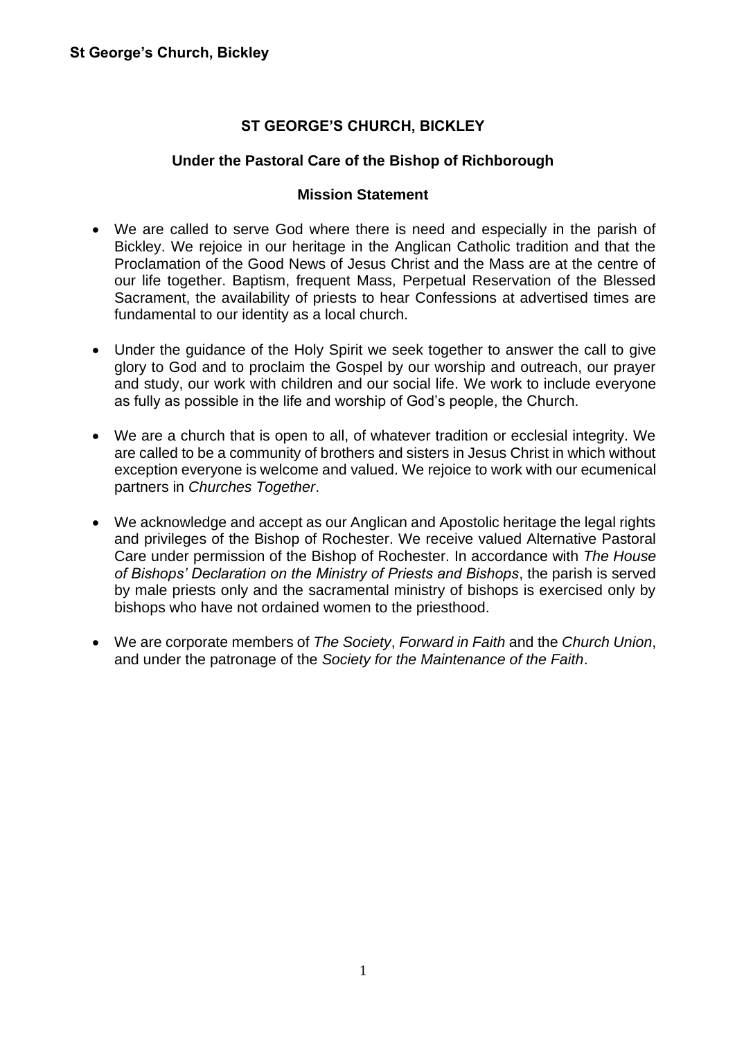# ST GEORGE'S CHURCH, BICKLEY

## Under the Pastoral Care of the Bishop of Richborough

### Mission Statement

- We are called to serve God where there is need and especially in the parish of Bickley. We rejoice in our heritage in the Anglican Catholic tradition and that the Proclamation of the Good News of Jesus Christ and the Mass are at the centre of our life together. Baptism, frequent Mass, Perpetual Reservation of the Blessed Sacrament, the availability of priests to hear Confessions at advertised times are fundamental to our identity as a local church.

- Under the guidance of the Holy Spirit we seek together to answer the call to give glory to God and to proclaim the Gospel by our worship and outreach, our prayer and study, our work with children and our social life. We work to include everyone as fully as possible in the life and worship of God's people, the Church.

- We are a church that is open to all, of whatever tradition or ecclesial integrity. We are called to be a community of brothers and sisters in Jesus Christ in which without exception everyone is welcome and valued. We rejoice to work with our ecumenical partners in *Churches Together*.

- We acknowledge and accept as our Anglican and Apostolic heritage the legal rights and privileges of the Bishop of Rochester. We receive valued Alternative Pastoral Care under permission of the Bishop of Rochester. In accordance with *The House of Bishops' Declaration on the Ministry of Priests and Bishops*, the parish is served by male priests only and the sacramental ministry of bishops is exercised only by bishops who have not ordained women to the priesthood.

- We are corporate members of *The Society*, *Forward in Faith* and the *Church Union*, and under the patronage of the *Society for the Maintenance of the Faith*.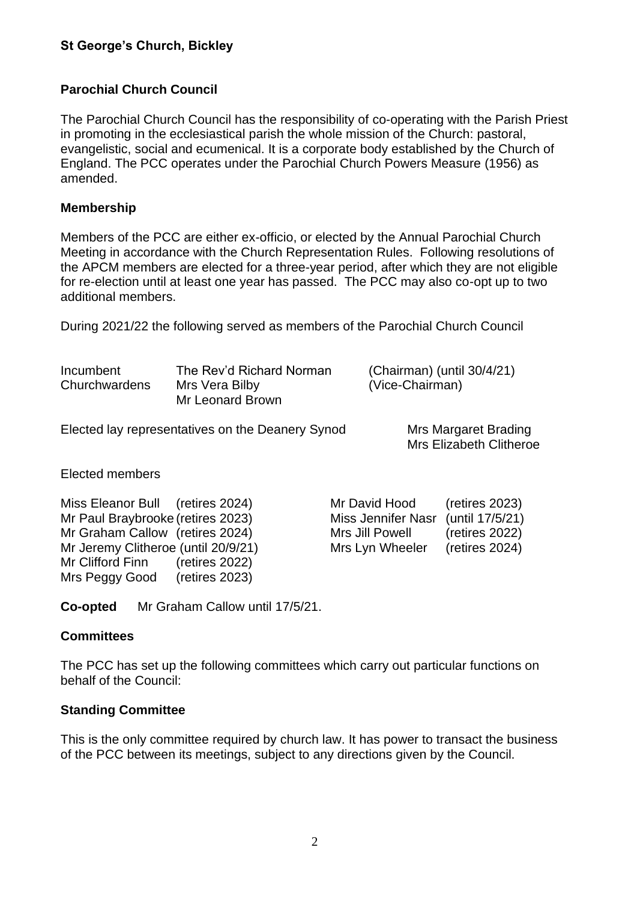**St George's Church, Bickley**

## Parochial Church Council

The Parochial Church Council has the responsibility of co-operating with the Parish Priest in promoting in the ecclesiastical parish the whole mission of the Church: pastoral, evangelistic, social and ecumenical. It is a corporate body established by the Church of England. The PCC operates under the Parochial Church Powers Measure (1956) as amended.

### Membership

Members of the PCC are either ex-officio, or elected by the Annual Parochial Church Meeting in accordance with the Church Representation Rules. Following resolutions of the APCM members are elected for a three-year period, after which they are not eligible for re-election until at least one year has passed. The PCC may also co-opt up to two additional members.

During 2021/22 the following served as members of the Parochial Church Council

| | | |
|---|---|---|
| Incumbent | The Rev'd Richard Norman | (Chairman) (until 30/4/21) |
| Churchwardens | Mrs Vera Bilby | (Vice-Chairman) |
| | Mr Leonard Brown | |

Elected lay representatives on the Deanery Synod: Mrs Margaret Brading, Mrs Elizabeth Clitheroe

Elected members

| | |
|---|---|
| Miss Eleanor Bull (retires 2024) | Mr David Hood (retires 2023) |
| Mr Paul Braybrooke (retires 2023) | Miss Jennifer Nasr (until 17/5/21) |
| Mr Graham Callow (retires 2024) | Mrs Jill Powell (retires 2022) |
| Mr Jeremy Clitheroe (until 20/9/21) | Mrs Lyn Wheeler (retires 2024) |
| Mr Clifford Finn (retires 2022) | |
| Mrs Peggy Good (retires 2023) | |

**Co-opted** Mr Graham Callow until 17/5/21.

### Committees

The PCC has set up the following committees which carry out particular functions on behalf of the Council:

### Standing Committee

This is the only committee required by church law. It has power to transact the business of the PCC between its meetings, subject to any directions given by the Council.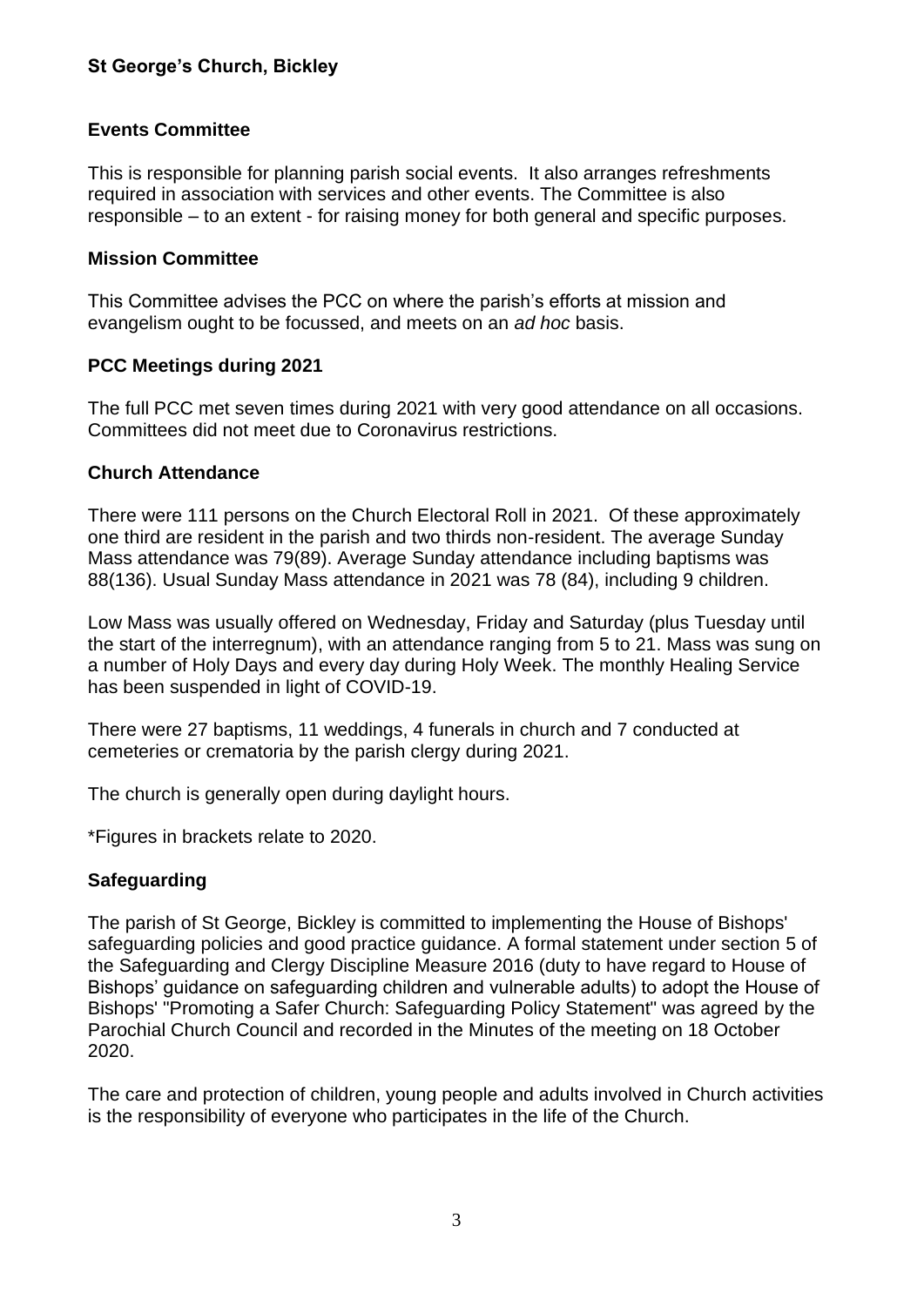### Events Committee

This is responsible for planning parish social events. It also arranges refreshments required in association with services and other events. The Committee is also responsible – to an extent - for raising money for both general and specific purposes.

### Mission Committee

This Committee advises the PCC on where the parish's efforts at mission and evangelism ought to be focussed, and meets on an *ad hoc* basis.

### PCC Meetings during 2021

The full PCC met seven times during 2021 with very good attendance on all occasions. Committees did not meet due to Coronavirus restrictions.

### Church Attendance

There were 111 persons on the Church Electoral Roll in 2021. Of these approximately one third are resident in the parish and two thirds non-resident. The average Sunday Mass attendance was 79(89). Average Sunday attendance including baptisms was 88(136). Usual Sunday Mass attendance in 2021 was 78 (84), including 9 children.

Low Mass was usually offered on Wednesday, Friday and Saturday (plus Tuesday until the start of the interregnum), with an attendance ranging from 5 to 21. Mass was sung on a number of Holy Days and every day during Holy Week. The monthly Healing Service has been suspended in light of COVID-19.

There were 27 baptisms, 11 weddings, 4 funerals in church and 7 conducted at cemeteries or crematoria by the parish clergy during 2021.

The church is generally open during daylight hours.

*Figures in brackets relate to 2020.

### Safeguarding

The parish of St George, Bickley is committed to implementing the House of Bishops' safeguarding policies and good practice guidance. A formal statement under section 5 of the Safeguarding and Clergy Discipline Measure 2016 (duty to have regard to House of Bishops' guidance on safeguarding children and vulnerable adults) to adopt the House of Bishops' "Promoting a Safer Church: Safeguarding Policy Statement" was agreed by the Parochial Church Council and recorded in the Minutes of the meeting on 18 October 2020.

The care and protection of children, young people and adults involved in Church activities is the responsibility of everyone who participates in the life of the Church.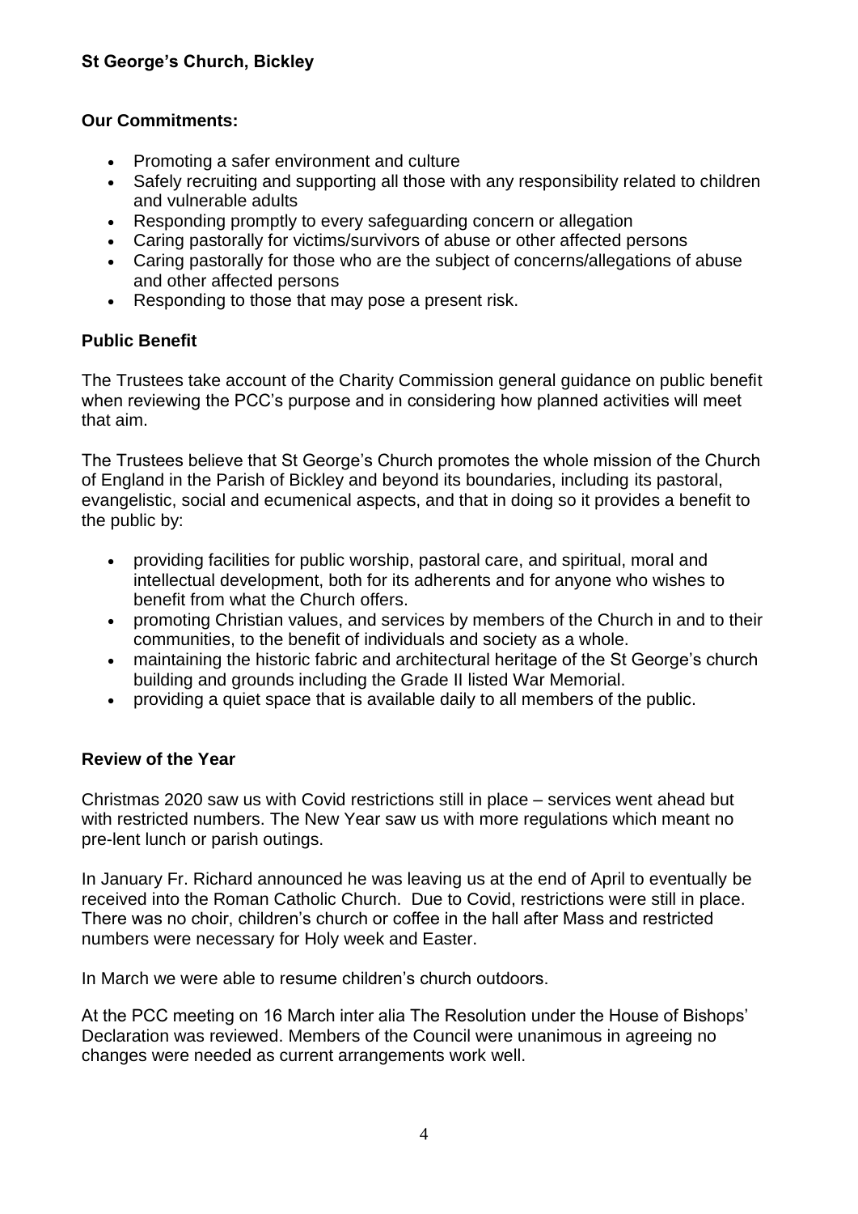**St George's Church, Bickley**

## Our Commitments:

- Promoting a safer environment and culture
- Safely recruiting and supporting all those with any responsibility related to children and vulnerable adults
- Responding promptly to every safeguarding concern or allegation
- Caring pastorally for victims/survivors of abuse or other affected persons
- Caring pastorally for those who are the subject of concerns/allegations of abuse and other affected persons
- Responding to those that may pose a present risk.

## Public Benefit

The Trustees take account of the Charity Commission general guidance on public benefit when reviewing the PCC's purpose and in considering how planned activities will meet that aim.

The Trustees believe that St George's Church promotes the whole mission of the Church of England in the Parish of Bickley and beyond its boundaries, including its pastoral, evangelistic, social and ecumenical aspects, and that in doing so it provides a benefit to the public by:

- providing facilities for public worship, pastoral care, and spiritual, moral and intellectual development, both for its adherents and for anyone who wishes to benefit from what the Church offers.
- promoting Christian values, and services by members of the Church in and to their communities, to the benefit of individuals and society as a whole.
- maintaining the historic fabric and architectural heritage of the St George's church building and grounds including the Grade II listed War Memorial.
- providing a quiet space that is available daily to all members of the public.

## Review of the Year

Christmas 2020 saw us with Covid restrictions still in place – services went ahead but with restricted numbers. The New Year saw us with more regulations which meant no pre-lent lunch or parish outings.

In January Fr. Richard announced he was leaving us at the end of April to eventually be received into the Roman Catholic Church. Due to Covid, restrictions were still in place. There was no choir, children's church or coffee in the hall after Mass and restricted numbers were necessary for Holy week and Easter.

In March we were able to resume children's church outdoors.

At the PCC meeting on 16 March inter alia The Resolution under the House of Bishops' Declaration was reviewed. Members of the Council were unanimous in agreeing no changes were needed as current arrangements work well.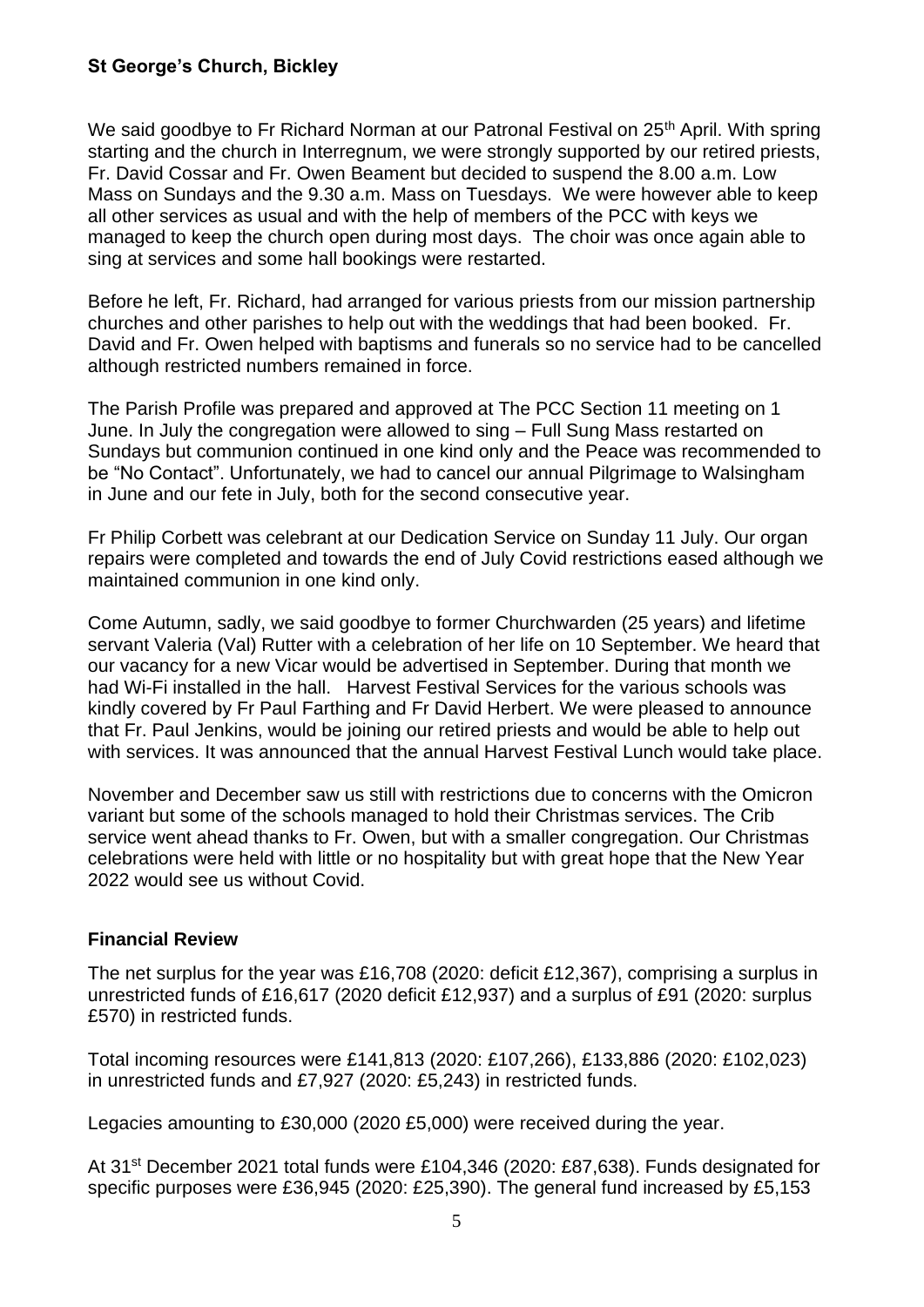**St George's Church, Bickley**

We said goodbye to Fr Richard Norman at our Patronal Festival on 25th April. With spring starting and the church in Interregnum, we were strongly supported by our retired priests, Fr. David Cossar and Fr. Owen Beament but decided to suspend the 8.00 a.m. Low Mass on Sundays and the 9.30 a.m. Mass on Tuesdays. We were however able to keep all other services as usual and with the help of members of the PCC with keys we managed to keep the church open during most days. The choir was once again able to sing at services and some hall bookings were restarted.

Before he left, Fr. Richard, had arranged for various priests from our mission partnership churches and other parishes to help out with the weddings that had been booked. Fr. David and Fr. Owen helped with baptisms and funerals so no service had to be cancelled although restricted numbers remained in force.

The Parish Profile was prepared and approved at The PCC Section 11 meeting on 1 June. In July the congregation were allowed to sing – Full Sung Mass restarted on Sundays but communion continued in one kind only and the Peace was recommended to be "No Contact". Unfortunately, we had to cancel our annual Pilgrimage to Walsingham in June and our fete in July, both for the second consecutive year.

Fr Philip Corbett was celebrant at our Dedication Service on Sunday 11 July. Our organ repairs were completed and towards the end of July Covid restrictions eased although we maintained communion in one kind only.

Come Autumn, sadly, we said goodbye to former Churchwarden (25 years) and lifetime servant Valeria (Val) Rutter with a celebration of her life on 10 September. We heard that our vacancy for a new Vicar would be advertised in September. During that month we had Wi-Fi installed in the hall. Harvest Festival Services for the various schools was kindly covered by Fr Paul Farthing and Fr David Herbert. We were pleased to announce that Fr. Paul Jenkins, would be joining our retired priests and would be able to help out with services. It was announced that the annual Harvest Festival Lunch would take place.

November and December saw us still with restrictions due to concerns with the Omicron variant but some of the schools managed to hold their Christmas services. The Crib service went ahead thanks to Fr. Owen, but with a smaller congregation. Our Christmas celebrations were held with little or no hospitality but with great hope that the New Year 2022 would see us without Covid.

## Financial Review

The net surplus for the year was £16,708 (2020: deficit £12,367), comprising a surplus in unrestricted funds of £16,617 (2020 deficit £12,937) and a surplus of £91 (2020: surplus £570) in restricted funds.

Total incoming resources were £141,813 (2020: £107,266), £133,886 (2020: £102,023) in unrestricted funds and £7,927 (2020: £5,243) in restricted funds.

Legacies amounting to £30,000 (2020 £5,000) were received during the year.

At 31st December 2021 total funds were £104,346 (2020: £87,638). Funds designated for specific purposes were £36,945 (2020: £25,390). The general fund increased by £5,153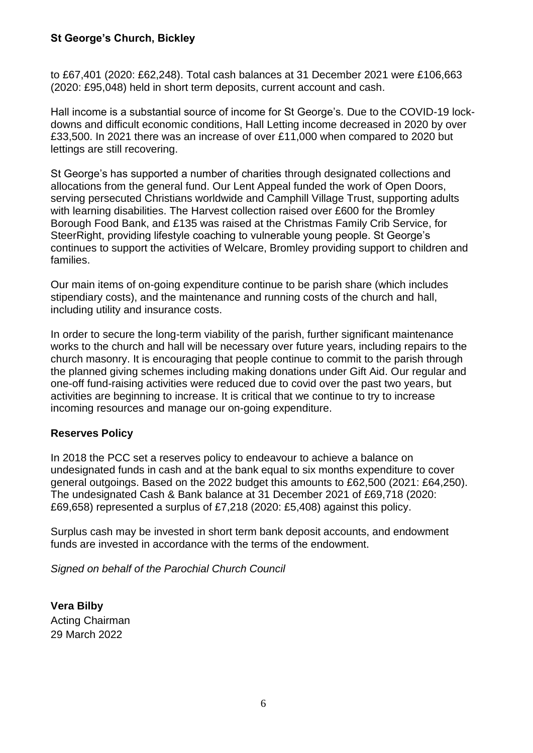to £67,401 (2020: £62,248). Total cash balances at 31 December 2021 were £106,663 (2020: £95,048) held in short term deposits, current account and cash.

Hall income is a substantial source of income for St George's. Due to the COVID-19 lock-downs and difficult economic conditions, Hall Letting income decreased in 2020 by over £33,500. In 2021 there was an increase of over £11,000 when compared to 2020 but lettings are still recovering.

St George's has supported a number of charities through designated collections and allocations from the general fund. Our Lent Appeal funded the work of Open Doors, serving persecuted Christians worldwide and Camphill Village Trust, supporting adults with learning disabilities. The Harvest collection raised over £600 for the Bromley Borough Food Bank, and £135 was raised at the Christmas Family Crib Service, for SteerRight, providing lifestyle coaching to vulnerable young people. St George's continues to support the activities of Welcare, Bromley providing support to children and families.

Our main items of on-going expenditure continue to be parish share (which includes stipendiary costs), and the maintenance and running costs of the church and hall, including utility and insurance costs.

In order to secure the long-term viability of the parish, further significant maintenance works to the church and hall will be necessary over future years, including repairs to the church masonry. It is encouraging that people continue to commit to the parish through the planned giving schemes including making donations under Gift Aid. Our regular and one-off fund-raising activities were reduced due to covid over the past two years, but activities are beginning to increase. It is critical that we continue to try to increase incoming resources and manage our on-going expenditure.

## Reserves Policy

In 2018 the PCC set a reserves policy to endeavour to achieve a balance on undesignated funds in cash and at the bank equal to six months expenditure to cover general outgoings. Based on the 2022 budget this amounts to £62,500 (2021: £64,250). The undesignated Cash & Bank balance at 31 December 2021 of £69,718 (2020: £69,658) represented a surplus of £7,218 (2020: £5,408) against this policy.

Surplus cash may be invested in short term bank deposit accounts, and endowment funds are invested in accordance with the terms of the endowment.

*Signed on behalf of the Parochial Church Council*

**Vera Bilby**
Acting Chairman
29 March 2022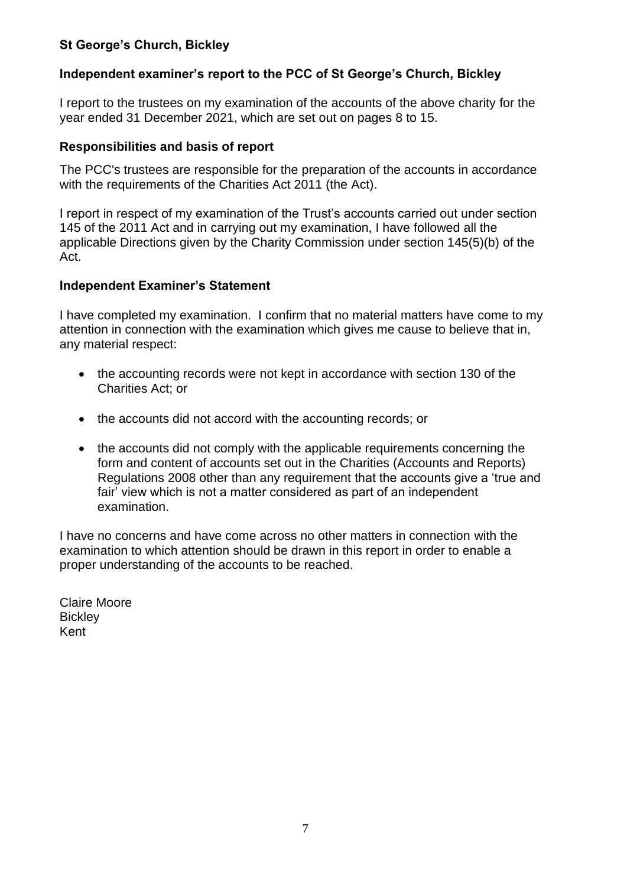**St George's Church, Bickley**

## Independent examiner's report to the PCC of St George's Church, Bickley

I report to the trustees on my examination of the accounts of the above charity for the year ended 31 December 2021, which are set out on pages 8 to 15.

### Responsibilities and basis of report

The PCC's trustees are responsible for the preparation of the accounts in accordance with the requirements of the Charities Act 2011 (the Act).

I report in respect of my examination of the Trust's accounts carried out under section 145 of the 2011 Act and in carrying out my examination, I have followed all the applicable Directions given by the Charity Commission under section 145(5)(b) of the Act.

### Independent Examiner's Statement

I have completed my examination. I confirm that no material matters have come to my attention in connection with the examination which gives me cause to believe that in, any material respect:

- the accounting records were not kept in accordance with section 130 of the Charities Act; or
- the accounts did not accord with the accounting records; or
- the accounts did not comply with the applicable requirements concerning the form and content of accounts set out in the Charities (Accounts and Reports) Regulations 2008 other than any requirement that the accounts give a 'true and fair' view which is not a matter considered as part of an independent examination.

I have no concerns and have come across no other matters in connection with the examination to which attention should be drawn in this report in order to enable a proper understanding of the accounts to be reached.

Claire Moore
Bickley
Kent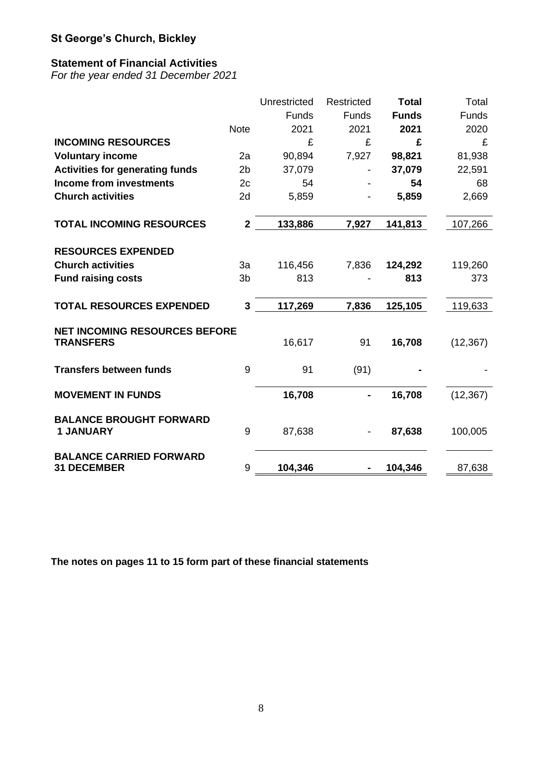# St George's Church, Bickley

## Statement of Financial Activities

*For the year ended 31 December 2021*

| | Note | Unrestricted Funds 2021 | Restricted Funds 2021 | **Total Funds 2021** | Total Funds 2020 |
|---|---|---|---|---|---|
| | | £ | £ | **£** | £ |
| **INCOMING RESOURCES** | | | | | |
| **Voluntary income** | 2a | 90,894 | 7,927 | **98,821** | 81,938 |
| **Activities for generating funds** | 2b | 37,079 | - | **37,079** | 22,591 |
| **Income from investments** | 2c | 54 | - | **54** | 68 |
| **Church activities** | 2d | 5,859 | - | **5,859** | 2,669 |
| **TOTAL INCOMING RESOURCES** | **2** | **133,886** | **7,927** | **141,813** | 107,266 |
| **RESOURCES EXPENDED** | | | | | |
| **Church activities** | 3a | 116,456 | 7,836 | **124,292** | 119,260 |
| **Fund raising costs** | 3b | 813 | - | **813** | 373 |
| **TOTAL RESOURCES EXPENDED** | **3** | **117,269** | **7,836** | **125,105** | 119,633 |
| **NET INCOMING RESOURCES BEFORE TRANSFERS** | | 16,617 | 91 | **16,708** | (12,367) |
| **Transfers between funds** | 9 | 91 | (91) | **-** | - |
| **MOVEMENT IN FUNDS** | | **16,708** | **-** | **16,708** | (12,367) |
| **BALANCE BROUGHT FORWARD 1 JANUARY** | 9 | 87,638 | - | **87,638** | 100,005 |
| **BALANCE CARRIED FORWARD 31 DECEMBER** | 9 | **104,346** | **-** | **104,346** | 87,638 |

**The notes on pages 11 to 15 form part of these financial statements**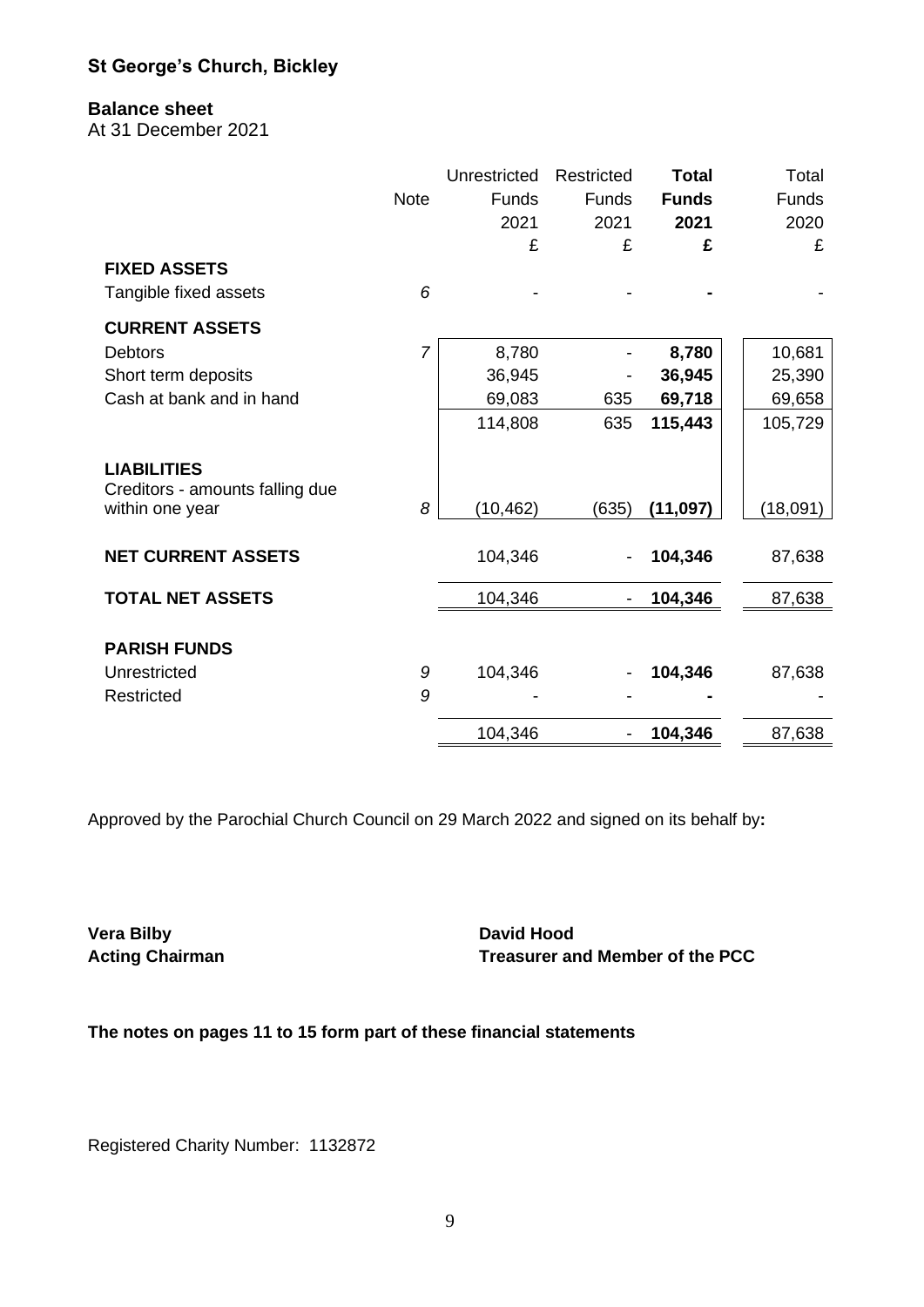**St George's Church, Bickley**

## Balance sheet

At 31 December 2021

| | Note | Unrestricted Funds 2021 £ | Restricted Funds 2021 £ | **Total Funds 2021 £** | Total Funds 2020 £ |
|---|---|---|---|---|---|
| **FIXED ASSETS** | | | | | |
| Tangible fixed assets | *6* | - | - | **-** | - |
| **CURRENT ASSETS** | | | | | |
| Debtors | *7* | 8,780 | - | **8,780** | 10,681 |
| Short term deposits | | 36,945 | - | **36,945** | 25,390 |
| Cash at bank and in hand | | 69,083 | 635 | **69,718** | 69,658 |
| | | 114,808 | 635 | **115,443** | 105,729 |
| **LIABILITIES** | | | | | |
| Creditors - amounts falling due within one year | *8* | (10,462) | (635) | **(11,097)** | (18,091) |
| **NET CURRENT ASSETS** | | 104,346 | - | **104,346** | 87,638 |
| **TOTAL NET ASSETS** | | 104,346 | - | **104,346** | 87,638 |
| **PARISH FUNDS** | | | | | |
| Unrestricted | *9* | 104,346 | - | **104,346** | 87,638 |
| Restricted | *9* | - | - | **-** | - |
| | | 104,346 | - | **104,346** | 87,638 |

Approved by the Parochial Church Council on 29 March 2022 and signed on its behalf by**:**

**Vera Bilby**
**Acting Chairman**

**David Hood**
**Treasurer and Member of the PCC**

**The notes on pages 11 to 15 form part of these financial statements**

Registered Charity Number: 1132872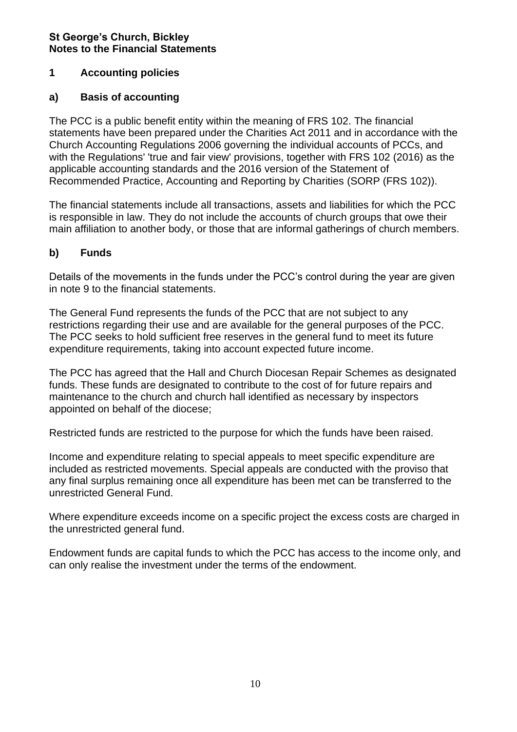**St George's Church, Bickley**
**Notes to the Financial Statements**

## 1 Accounting policies

### a) Basis of accounting

The PCC is a public benefit entity within the meaning of FRS 102. The financial statements have been prepared under the Charities Act 2011 and in accordance with the Church Accounting Regulations 2006 governing the individual accounts of PCCs, and with the Regulations' 'true and fair view' provisions, together with FRS 102 (2016) as the applicable accounting standards and the 2016 version of the Statement of Recommended Practice, Accounting and Reporting by Charities (SORP (FRS 102)).

The financial statements include all transactions, assets and liabilities for which the PCC is responsible in law. They do not include the accounts of church groups that owe their main affiliation to another body, or those that are informal gatherings of church members.

### b) Funds

Details of the movements in the funds under the PCC's control during the year are given in note 9 to the financial statements.

The General Fund represents the funds of the PCC that are not subject to any restrictions regarding their use and are available for the general purposes of the PCC. The PCC seeks to hold sufficient free reserves in the general fund to meet its future expenditure requirements, taking into account expected future income.

The PCC has agreed that the Hall and Church Diocesan Repair Schemes as designated funds. These funds are designated to contribute to the cost of for future repairs and maintenance to the church and church hall identified as necessary by inspectors appointed on behalf of the diocese;

Restricted funds are restricted to the purpose for which the funds have been raised.

Income and expenditure relating to special appeals to meet specific expenditure are included as restricted movements. Special appeals are conducted with the proviso that any final surplus remaining once all expenditure has been met can be transferred to the unrestricted General Fund.

Where expenditure exceeds income on a specific project the excess costs are charged in the unrestricted general fund.

Endowment funds are capital funds to which the PCC has access to the income only, and can only realise the investment under the terms of the endowment.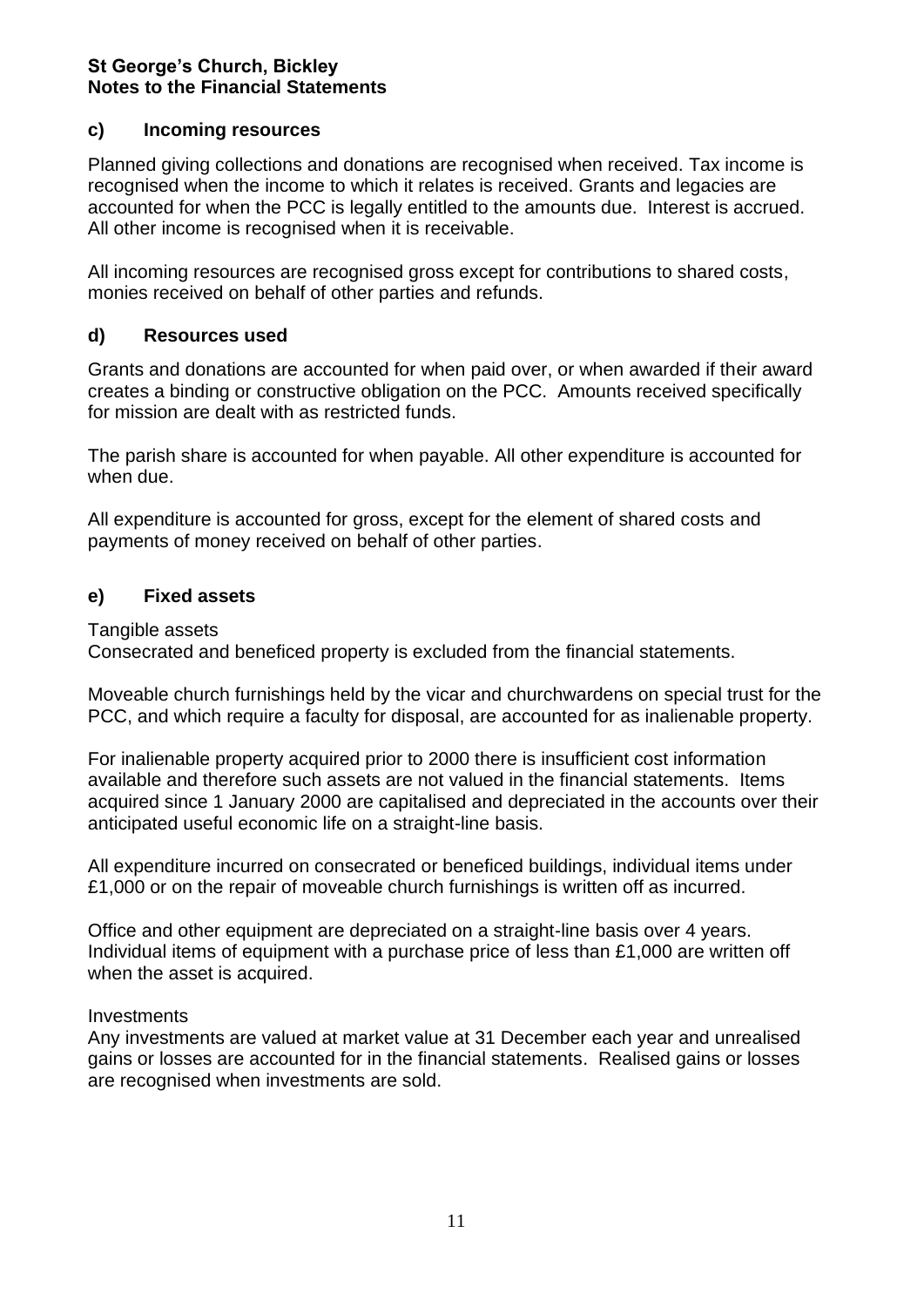**St George's Church, Bickley**
**Notes to the Financial Statements**

## c) Incoming resources

Planned giving collections and donations are recognised when received. Tax income is recognised when the income to which it relates is received. Grants and legacies are accounted for when the PCC is legally entitled to the amounts due. Interest is accrued. All other income is recognised when it is receivable.

All incoming resources are recognised gross except for contributions to shared costs, monies received on behalf of other parties and refunds.

## d) Resources used

Grants and donations are accounted for when paid over, or when awarded if their award creates a binding or constructive obligation on the PCC. Amounts received specifically for mission are dealt with as restricted funds.

The parish share is accounted for when payable. All other expenditure is accounted for when due.

All expenditure is accounted for gross, except for the element of shared costs and payments of money received on behalf of other parties.

## e) Fixed assets

Tangible assets
Consecrated and beneficed property is excluded from the financial statements.

Moveable church furnishings held by the vicar and churchwardens on special trust for the PCC, and which require a faculty for disposal, are accounted for as inalienable property.

For inalienable property acquired prior to 2000 there is insufficient cost information available and therefore such assets are not valued in the financial statements. Items acquired since 1 January 2000 are capitalised and depreciated in the accounts over their anticipated useful economic life on a straight-line basis.

All expenditure incurred on consecrated or beneficed buildings, individual items under £1,000 or on the repair of moveable church furnishings is written off as incurred.

Office and other equipment are depreciated on a straight-line basis over 4 years. Individual items of equipment with a purchase price of less than £1,000 are written off when the asset is acquired.

Investments
Any investments are valued at market value at 31 December each year and unrealised gains or losses are accounted for in the financial statements. Realised gains or losses are recognised when investments are sold.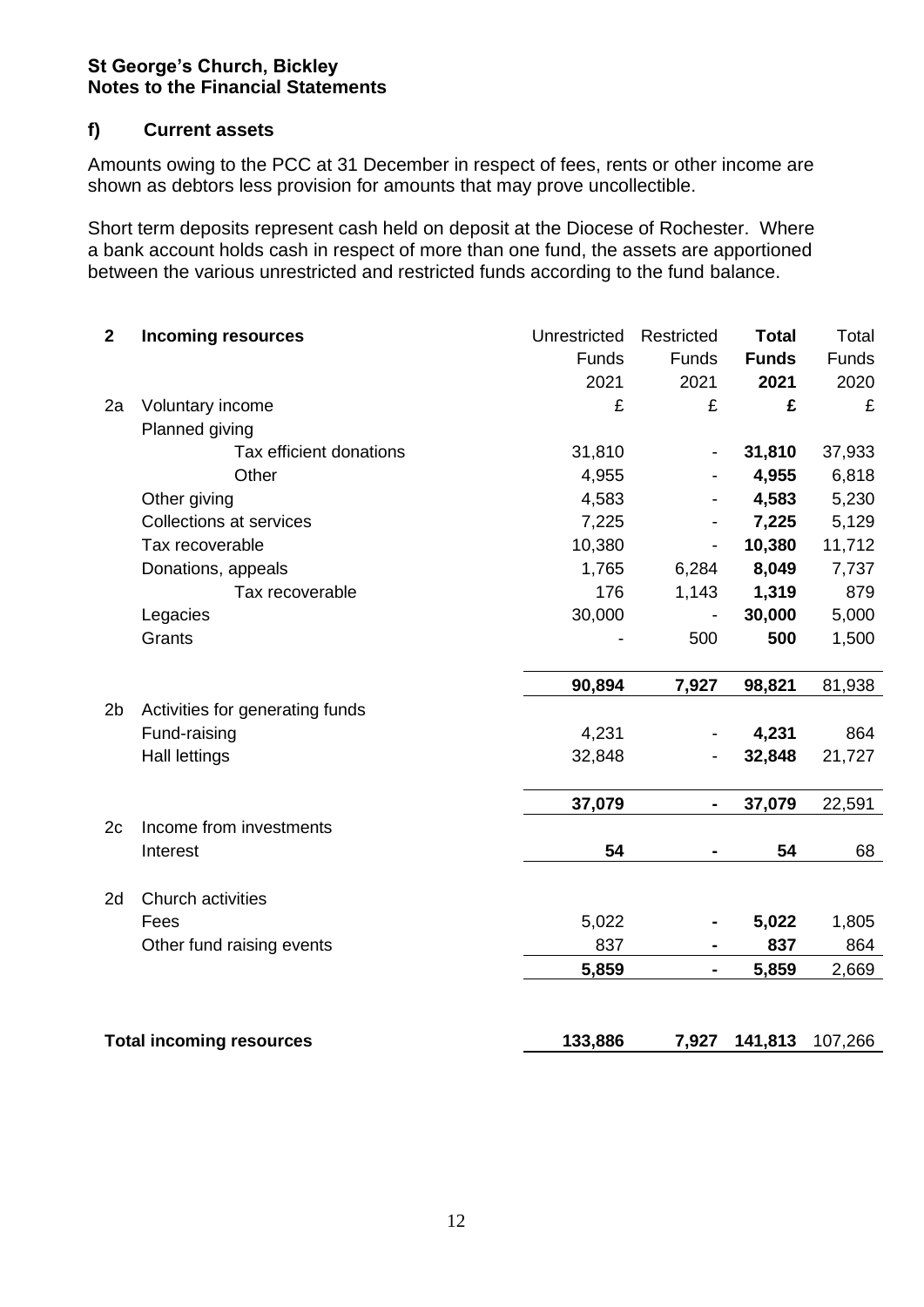**St George's Church, Bickley**
**Notes to the Financial Statements**

### f) Current assets

Amounts owing to the PCC at 31 December in respect of fees, rents or other income are shown as debtors less provision for amounts that may prove uncollectible.

Short term deposits represent cash held on deposit at the Diocese of Rochester. Where a bank account holds cash in respect of more than one fund, the assets are apportioned between the various unrestricted and restricted funds according to the fund balance.

| | | Unrestricted Funds 2021 | Restricted Funds 2021 | **Total Funds 2021** | Total Funds 2020 |
|---|---|---|---|---|---|
| **2** | **Incoming resources** | | | | |
| 2a | Voluntary income | £ | £ | **£** | £ |
| | Planned giving | | | | |
| | Tax efficient donations | 31,810 | - | **31,810** | 37,933 |
| | Other | 4,955 | - | **4,955** | 6,818 |
| | Other giving | 4,583 | - | **4,583** | 5,230 |
| | Collections at services | 7,225 | - | **7,225** | 5,129 |
| | Tax recoverable | 10,380 | - | **10,380** | 11,712 |
| | Donations, appeals | 1,765 | 6,284 | **8,049** | 7,737 |
| | Tax recoverable | 176 | 1,143 | **1,319** | 879 |
| | Legacies | 30,000 | - | **30,000** | 5,000 |
| | Grants | - | 500 | **500** | 1,500 |
| | | **90,894** | **7,927** | **98,821** | 81,938 |
| 2b | Activities for generating funds | | | | |
| | Fund-raising | 4,231 | - | **4,231** | 864 |
| | Hall lettings | 32,848 | - | **32,848** | 21,727 |
| | | **37,079** | **-** | **37,079** | 22,591 |
| 2c | Income from investments | | | | |
| | Interest | **54** | **-** | **54** | 68 |
| 2d | Church activities | | | | |
| | Fees | 5,022 | **-** | **5,022** | 1,805 |
| | Other fund raising events | 837 | **-** | **837** | 864 |
| | | **5,859** | **-** | **5,859** | 2,669 |
| | **Total incoming resources** | **133,886** | **7,927** | **141,813** | 107,266 |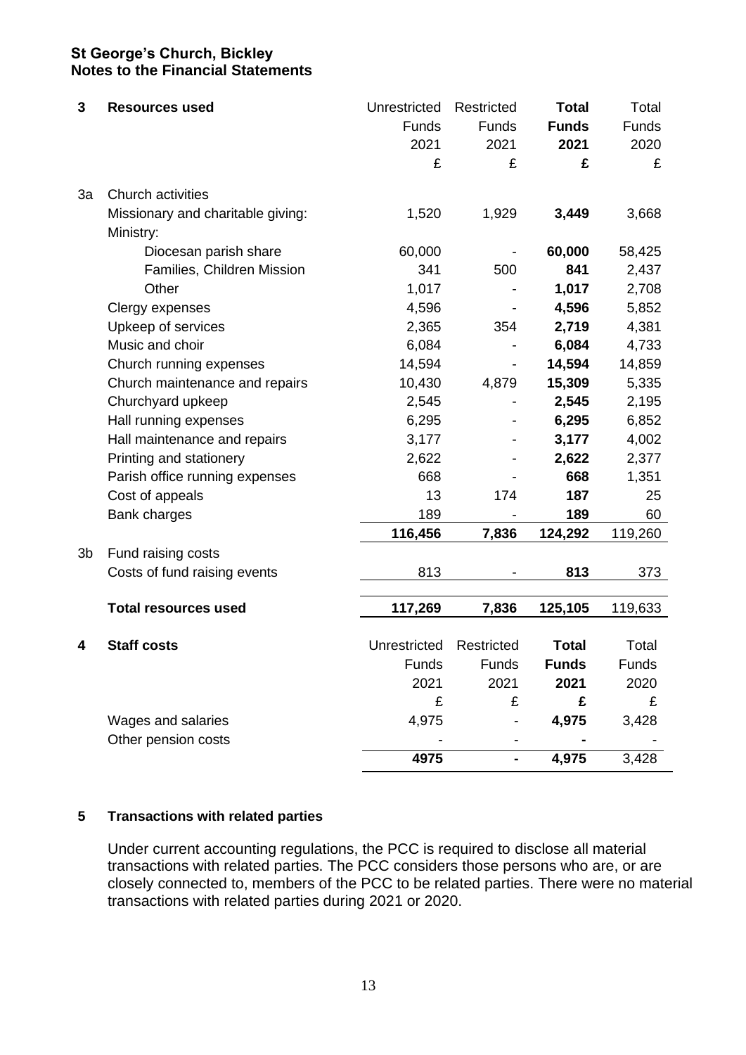**St George's Church, Bickley**
**Notes to the Financial Statements**

| | | Unrestricted Funds 2021 £ | Restricted Funds 2021 £ | **Total Funds 2021 £** | Total Funds 2020 £ |
|---|---|---|---|---|---|
| **3** | **Resources used** | | | | |
| 3a | Church activities | | | | |
| | Missionary and charitable giving: | 1,520 | 1,929 | **3,449** | 3,668 |
| | Ministry: | | | | |
| | Diocesan parish share | 60,000 | - | **60,000** | 58,425 |
| | Families, Children Mission | 341 | 500 | **841** | 2,437 |
| | Other | 1,017 | - | **1,017** | 2,708 |
| | Clergy expenses | 4,596 | - | **4,596** | 5,852 |
| | Upkeep of services | 2,365 | 354 | **2,719** | 4,381 |
| | Music and choir | 6,084 | - | **6,084** | 4,733 |
| | Church running expenses | 14,594 | - | **14,594** | 14,859 |
| | Church maintenance and repairs | 10,430 | 4,879 | **15,309** | 5,335 |
| | Churchyard upkeep | 2,545 | - | **2,545** | 2,195 |
| | Hall running expenses | 6,295 | - | **6,295** | 6,852 |
| | Hall maintenance and repairs | 3,177 | - | **3,177** | 4,002 |
| | Printing and stationery | 2,622 | - | **2,622** | 2,377 |
| | Parish office running expenses | 668 | - | **668** | 1,351 |
| | Cost of appeals | 13 | 174 | **187** | 25 |
| | Bank charges | 189 | - | **189** | 60 |
| | | **116,456** | **7,836** | **124,292** | 119,260 |
| 3b | Fund raising costs | | | | |
| | Costs of fund raising events | 813 | - | **813** | 373 |
| | **Total resources used** | **117,269** | **7,836** | **125,105** | 119,633 |

| | | Unrestricted Funds 2021 £ | Restricted Funds 2021 £ | **Total Funds 2021 £** | Total Funds 2020 £ |
|---|---|---|---|---|---|
| **4** | **Staff costs** | | | | |
| | Wages and salaries | 4,975 | - | **4,975** | 3,428 |
| | Other pension costs | - | - | **-** | - |
| | | **4975** | **-** | **4,975** | 3,428 |

**5 Transactions with related parties**

Under current accounting regulations, the PCC is required to disclose all material transactions with related parties. The PCC considers those persons who are, or are closely connected to, members of the PCC to be related parties. There were no material transactions with related parties during 2021 or 2020.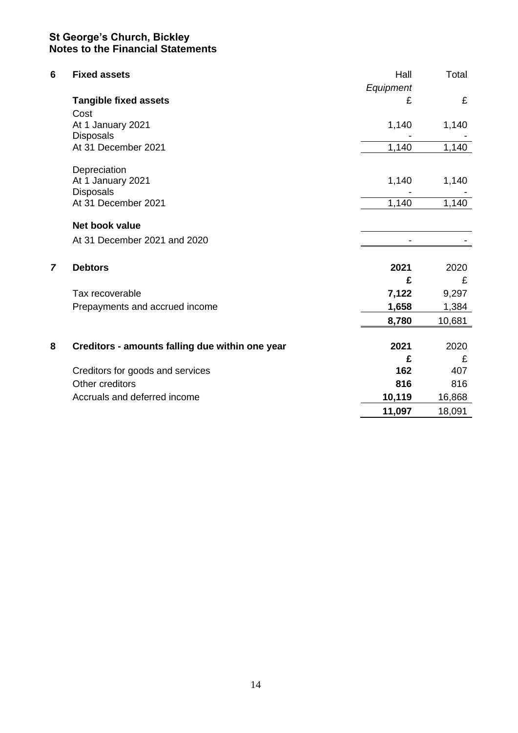**St George's Church, Bickley**
**Notes to the Financial Statements**

**6 Fixed assets**

| **Tangible fixed assets** | Hall *Equipment* £ | Total £ |
|---|---|---|
| Cost | | |
| At 1 January 2021 | 1,140 | 1,140 |
| Disposals | - | - |
| At 31 December 2021 | 1,140 | 1,140 |
| | | |
| Depreciation | | |
| At 1 January 2021 | 1,140 | 1,140 |
| Disposals | - | - |
| At 31 December 2021 | 1,140 | 1,140 |
| | | |
| **Net book value** | | |
| At 31 December 2021 and 2020 | - | - |

**7 Debtors**

| | **2021** **£** | 2020 £ |
|---|---|---|
| Tax recoverable | **7,122** | 9,297 |
| Prepayments and accrued income | **1,658** | 1,384 |
| | **8,780** | 10,681 |

**8 Creditors - amounts falling due within one year**

| | **2021** **£** | 2020 £ |
|---|---|---|
| Creditors for goods and services | **162** | 407 |
| Other creditors | **816** | 816 |
| Accruals and deferred income | **10,119** | 16,868 |
| | **11,097** | 18,091 |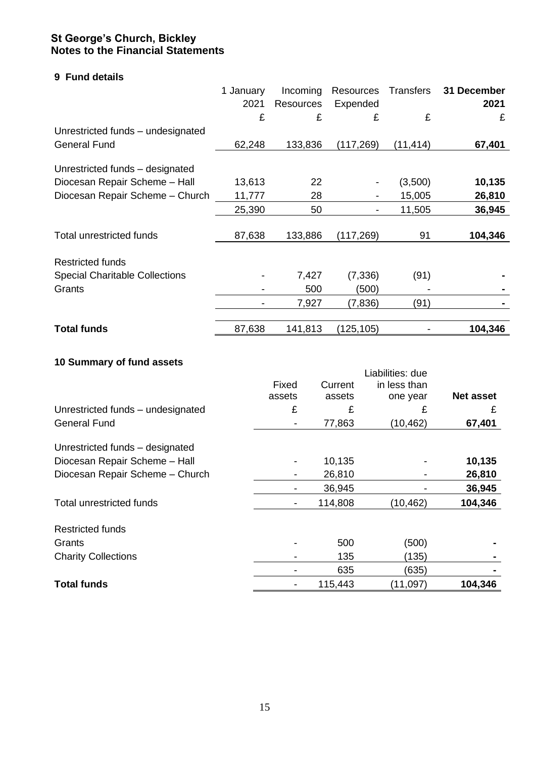**St George's Church, Bickley**
**Notes to the Financial Statements**

## 9 Fund details

| | 1 January 2021 | Incoming Resources | Resources Expended | Transfers | 31 December 2021 |
|---|---|---|---|---|---|
| | £ | £ | £ | £ | £ |
| Unrestricted funds – undesignated | | | | | |
| General Fund | 62,248 | 133,836 | (117,269) | (11,414) | **67,401** |
| Unrestricted funds – designated | | | | | |
| Diocesan Repair Scheme – Hall | 13,613 | 22 | - | (3,500) | **10,135** |
| Diocesan Repair Scheme – Church | 11,777 | 28 | - | 15,005 | **26,810** |
| | 25,390 | 50 | - | 11,505 | **36,945** |
| Total unrestricted funds | 87,638 | 133,886 | (117,269) | 91 | **104,346** |
| Restricted funds | | | | | |
| Special Charitable Collections | - | 7,427 | (7,336) | (91) | **-** |
| Grants | - | 500 | (500) | - | **-** |
| | - | 7,927 | (7,836) | (91) | **-** |
| **Total funds** | 87,638 | 141,813 | (125,105) | - | **104,346** |

## 10 Summary of fund assets

| | Fixed assets | Current assets | Liabilities: due in less than one year | **Net asset** |
|---|---|---|---|---|
| Unrestricted funds – undesignated | £ | £ | £ | £ |
| General Fund | - | 77,863 | (10,462) | **67,401** |
| Unrestricted funds – designated | | | | |
| Diocesan Repair Scheme – Hall | - | 10,135 | - | **10,135** |
| Diocesan Repair Scheme – Church | - | 26,810 | - | **26,810** |
| | - | 36,945 | - | **36,945** |
| Total unrestricted funds | - | 114,808 | (10,462) | **104,346** |
| Restricted funds | | | | |
| Grants | - | 500 | (500) | **-** |
| Charity Collections | - | 135 | (135) | **-** |
| | - | 635 | (635) | **-** |
| **Total funds** | - | 115,443 | (11,097) | **104,346** |